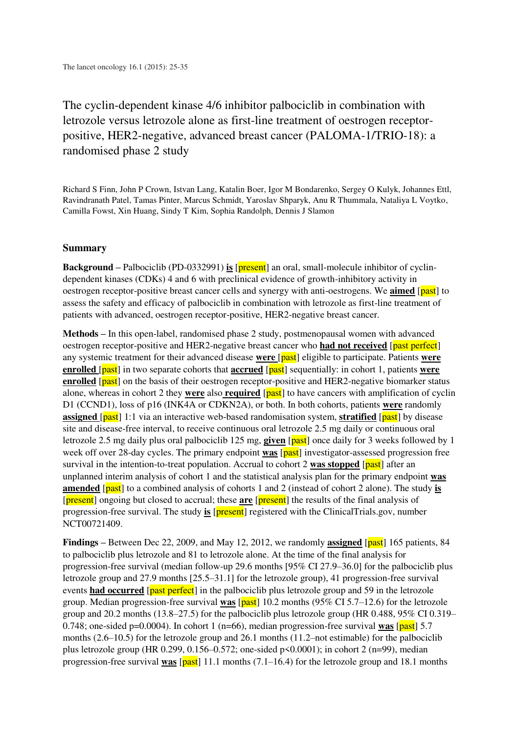The lancet oncology 16.1 (2015): 25-35

# The cyclin-dependent kinase 4/6 inhibitor palbociclib in combination with letrozole versus letrozole alone as first-line treatment of oestrogen receptor-positive, HER2-negative, advanced breast cancer (PALOMA-1/TRIO-18): a randomised phase 2 study

Richard S Finn, John P Crown, Istvan Lang, Katalin Boer, Igor M Bondarenko, Sergey O Kulyk, Johannes Ettl, Ravindranath Patel, Tamas Pinter, Marcus Schmidt, Yaroslav Shparyk, Anu R Thummala, Nataliya L Voytko, Camilla Fowst, Xin Huang, Sindy T Kim, Sophia Randolph, Dennis J Slamon

## Summary

**Background** – Palbociclib (PD-0332991) **is** [present] an oral, small-molecule inhibitor of cyclin-dependent kinases (CDKs) 4 and 6 with preclinical evidence of growth-inhibitory activity in oestrogen receptor-positive breast cancer cells and synergy with anti-oestrogens. We **aimed** [past] to assess the safety and efficacy of palbociclib in combination with letrozole as first-line treatment of patients with advanced, oestrogen receptor-positive, HER2-negative breast cancer.

**Methods** – In this open-label, randomised phase 2 study, postmenopausal women with advanced oestrogen receptor-positive and HER2-negative breast cancer who **had not received** [past perfect] any systemic treatment for their advanced disease **were** [past] eligible to participate. Patients **were enrolled** [past] in two separate cohorts that **accrued** [past] sequentially: in cohort 1, patients **were enrolled** [past] on the basis of their oestrogen receptor-positive and HER2-negative biomarker status alone, whereas in cohort 2 they **were** also **required** [past] to have cancers with amplification of cyclin D1 (CCND1), loss of p16 (INK4A or CDKN2A), or both. In both cohorts, patients **were** randomly **assigned** [past] 1:1 via an interactive web-based randomisation system, **stratified** [past] by disease site and disease-free interval, to receive continuous oral letrozole 2.5 mg daily or continuous oral letrozole 2.5 mg daily plus oral palbociclib 125 mg, **given** [past] once daily for 3 weeks followed by 1 week off over 28-day cycles. The primary endpoint **was** [past] investigator-assessed progression free survival in the intention-to-treat population. Accrual to cohort 2 **was stopped** [past] after an unplanned interim analysis of cohort 1 and the statistical analysis plan for the primary endpoint **was amended** [past] to a combined analysis of cohorts 1 and 2 (instead of cohort 2 alone). The study **is** [present] ongoing but closed to accrual; these **are** [present] the results of the final analysis of progression-free survival. The study **is** [present] registered with the ClinicalTrials.gov, number NCT00721409.

**Findings** – Between Dec 22, 2009, and May 12, 2012, we randomly **assigned** [past] 165 patients, 84 to palbociclib plus letrozole and 81 to letrozole alone. At the time of the final analysis for progression-free survival (median follow-up 29.6 months [95% CI 27.9–36.0] for the palbociclib plus letrozole group and 27.9 months [25.5–31.1] for the letrozole group), 41 progression-free survival events **had occurred** [past perfect] in the palbociclib plus letrozole group and 59 in the letrozole group. Median progression-free survival **was** [past] 10.2 months (95% CI 5.7–12.6) for the letrozole group and 20.2 months (13.8–27.5) for the palbociclib plus letrozole group (HR 0.488, 95% CI 0.319–0.748; one-sided $p=0.0004$). In cohort 1 ($n=66$), median progression-free survival **was** [past] 5.7 months (2.6–10.5) for the letrozole group and 26.1 months (11.2–not estimable) for the palbociclib plus letrozole group (HR 0.299, 0.156–0.572; one-sided $p<0.0001$); in cohort 2 ($n=99$), median progression-free survival **was** [past] 11.1 months (7.1–16.4) for the letrozole group and 18.1 months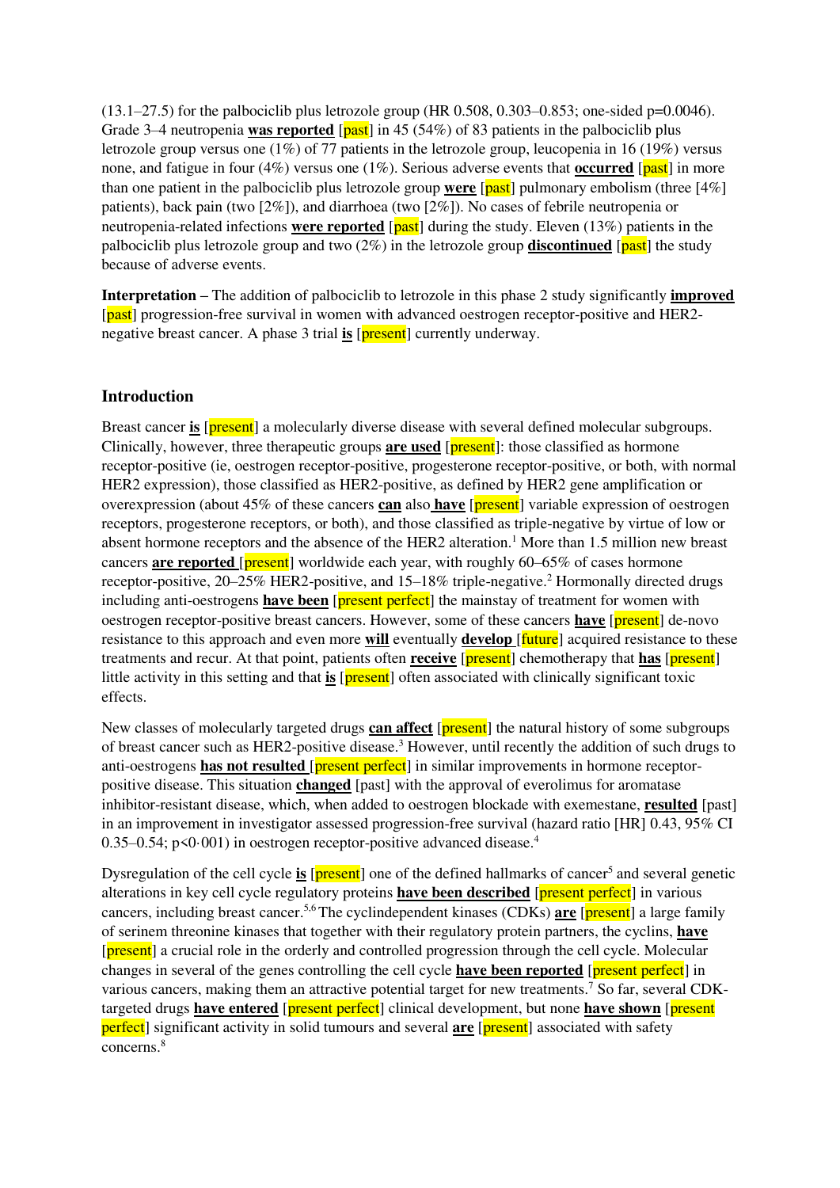(13.1–27.5) for the palbociclib plus letrozole group (HR 0.508, 0.303–0.853; one-sided p=0.0046). Grade 3–4 neutropenia **was reported** [past] in 45 (54%) of 83 patients in the palbociclib plus letrozole group versus one (1%) of 77 patients in the letrozole group, leucopenia in 16 (19%) versus none, and fatigue in four (4%) versus one (1%). Serious adverse events that **occurred** [past] in more than one patient in the palbociclib plus letrozole group **were** [past] pulmonary embolism (three [4%] patients), back pain (two [2%]), and diarrhoea (two [2%]). No cases of febrile neutropenia or neutropenia-related infections **were reported** [past] during the study. Eleven (13%) patients in the palbociclib plus letrozole group and two (2%) in the letrozole group **discontinued** [past] the study because of adverse events.

**Interpretation** – The addition of palbociclib to letrozole in this phase 2 study significantly **improved** [past] progression-free survival in women with advanced oestrogen receptor-positive and HER2-negative breast cancer. A phase 3 trial **is** [present] currently underway.

## Introduction

Breast cancer **is** [present] a molecularly diverse disease with several defined molecular subgroups. Clinically, however, three therapeutic groups **are used** [present]: those classified as hormone receptor-positive (ie, oestrogen receptor-positive, progesterone receptor-positive, or both, with normal HER2 expression), those classified as HER2-positive, as defined by HER2 gene amplification or overexpression (about 45% of these cancers **can** also **have** [present] variable expression of oestrogen receptors, progesterone receptors, or both), and those classified as triple-negative by virtue of low or absent hormone receptors and the absence of the HER2 alteration.[1] More than 1.5 million new breast cancers **are reported** [present] worldwide each year, with roughly 60–65% of cases hormone receptor-positive, 20–25% HER2-positive, and 15–18% triple-negative.[2] Hormonally directed drugs including anti-oestrogens **have been** [present perfect] the mainstay of treatment for women with oestrogen receptor-positive breast cancers. However, some of these cancers **have** [present] de-novo resistance to this approach and even more **will** eventually **develop** [future] acquired resistance to these treatments and recur. At that point, patients often **receive** [present] chemotherapy that **has** [present] little activity in this setting and that **is** [present] often associated with clinically significant toxic effects.

New classes of molecularly targeted drugs **can affect** [present] the natural history of some subgroups of breast cancer such as HER2-positive disease.[3] However, until recently the addition of such drugs to anti-oestrogens **has not resulted** [present perfect] in similar improvements in hormone receptor-positive disease. This situation **changed** [past] with the approval of everolimus for aromatase inhibitor-resistant disease, which, when added to oestrogen blockade with exemestane, **resulted** [past] in an improvement in investigator assessed progression-free survival (hazard ratio [HR] 0.43, 95% CI 0.35–0.54; p<0·001) in oestrogen receptor-positive advanced disease.[4]

Dysregulation of the cell cycle **is** [present] one of the defined hallmarks of cancer[5] and several genetic alterations in key cell cycle regulatory proteins **have been described** [present perfect] in various cancers, including breast cancer.[5,6] The cyclindependent kinases (CDKs) **are** [present] a large family of serinem threonine kinases that together with their regulatory protein partners, the cyclins, **have** [present] a crucial role in the orderly and controlled progression through the cell cycle. Molecular changes in several of the genes controlling the cell cycle **have been reported** [present perfect] in various cancers, making them an attractive potential target for new treatments.[7] So far, several CDK-targeted drugs **have entered** [present perfect] clinical development, but none **have shown** [present perfect] significant activity in solid tumours and several **are** [present] associated with safety concerns.[8]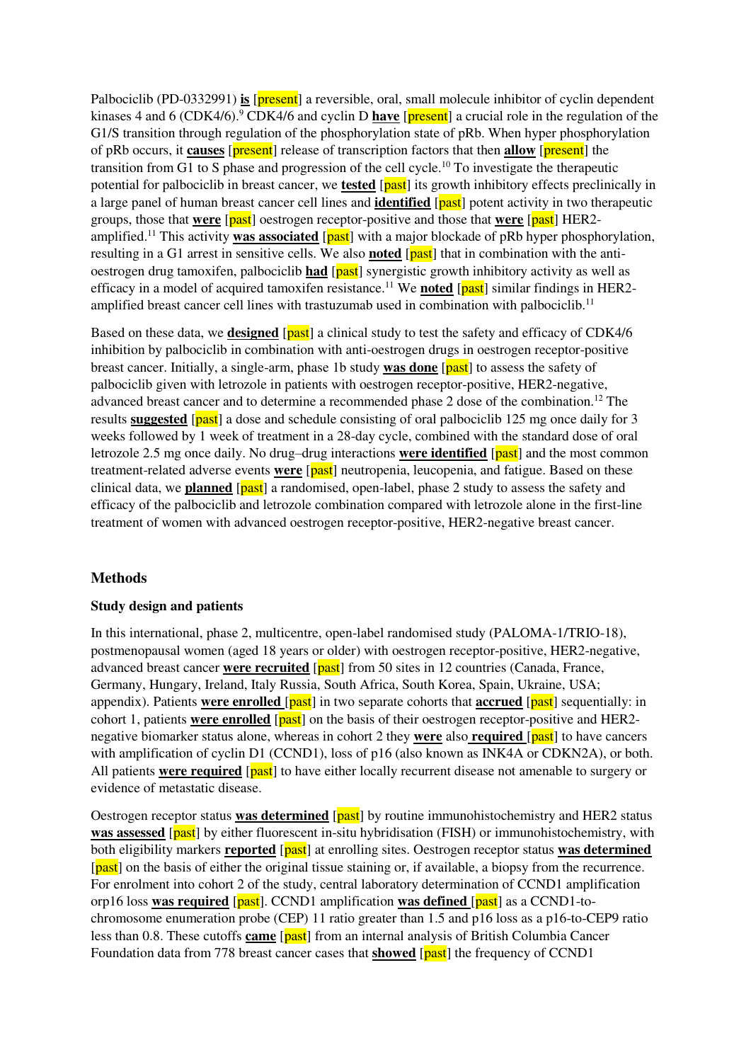Palbociclib (PD-0332991) **is** [present] a reversible, oral, small molecule inhibitor of cyclin dependent kinases 4 and 6 (CDK4/6).[9] CDK4/6 and cyclin D **have** [present] a crucial role in the regulation of the G1/S transition through regulation of the phosphorylation state of pRb. When hyper phosphorylation of pRb occurs, it **causes** [present] release of transcription factors that then **allow** [present] the transition from G1 to S phase and progression of the cell cycle.[10] To investigate the therapeutic potential for palbociclib in breast cancer, we **tested** [past] its growth inhibitory effects preclinically in a large panel of human breast cancer cell lines and **identified** [past] potent activity in two therapeutic groups, those that **were** [past] oestrogen receptor-positive and those that **were** [past] HER2-amplified.[11] This activity **was associated** [past] with a major blockade of pRb hyper phosphorylation, resulting in a G1 arrest in sensitive cells. We also **noted** [past] that in combination with the anti-oestrogen drug tamoxifen, palbociclib **had** [past] synergistic growth inhibitory activity as well as efficacy in a model of acquired tamoxifen resistance.[11] We **noted** [past] similar findings in HER2-amplified breast cancer cell lines with trastuzumab used in combination with palbociclib.[11]

Based on these data, we **designed** [past] a clinical study to test the safety and efficacy of CDK4/6 inhibition by palbociclib in combination with anti-oestrogen drugs in oestrogen receptor-positive breast cancer. Initially, a single-arm, phase 1b study **was done** [past] to assess the safety of palbociclib given with letrozole in patients with oestrogen receptor-positive, HER2-negative, advanced breast cancer and to determine a recommended phase 2 dose of the combination.[12] The results **suggested** [past] a dose and schedule consisting of oral palbociclib 125 mg once daily for 3 weeks followed by 1 week of treatment in a 28-day cycle, combined with the standard dose of oral letrozole 2.5 mg once daily. No drug–drug interactions **were identified** [past] and the most common treatment-related adverse events **were** [past] neutropenia, leucopenia, and fatigue. Based on these clinical data, we **planned** [past] a randomised, open-label, phase 2 study to assess the safety and efficacy of the palbociclib and letrozole combination compared with letrozole alone in the first-line treatment of women with advanced oestrogen receptor-positive, HER2-negative breast cancer.

## Methods

### Study design and patients

In this international, phase 2, multicentre, open-label randomised study (PALOMA-1/TRIO-18), postmenopausal women (aged 18 years or older) with oestrogen receptor-positive, HER2-negative, advanced breast cancer **were recruited** [past] from 50 sites in 12 countries (Canada, France, Germany, Hungary, Ireland, Italy Russia, South Africa, South Korea, Spain, Ukraine, USA; appendix). Patients **were enrolled** [past] in two separate cohorts that **accrued** [past] sequentially: in cohort 1, patients **were enrolled** [past] on the basis of their oestrogen receptor-positive and HER2-negative biomarker status alone, whereas in cohort 2 they **were** also **required** [past] to have cancers with amplification of cyclin D1 (CCND1), loss of p16 (also known as INK4A or CDKN2A), or both. All patients **were required** [past] to have either locally recurrent disease not amenable to surgery or evidence of metastatic disease.

Oestrogen receptor status **was determined** [past] by routine immunohistochemistry and HER2 status **was assessed** [past] by either fluorescent in-situ hybridisation (FISH) or immunohistochemistry, with both eligibility markers **reported** [past] at enrolling sites. Oestrogen receptor status **was determined** [past] on the basis of either the original tissue staining or, if available, a biopsy from the recurrence. For enrolment into cohort 2 of the study, central laboratory determination of CCND1 amplification orp16 loss **was required** [past]. CCND1 amplification **was defined** [past] as a CCND1-to-chromosome enumeration probe (CEP) 11 ratio greater than 1.5 and p16 loss as a p16-to-CEP9 ratio less than 0.8. These cutoffs **came** [past] from an internal analysis of British Columbia Cancer Foundation data from 778 breast cancer cases that **showed** [past] the frequency of CCND1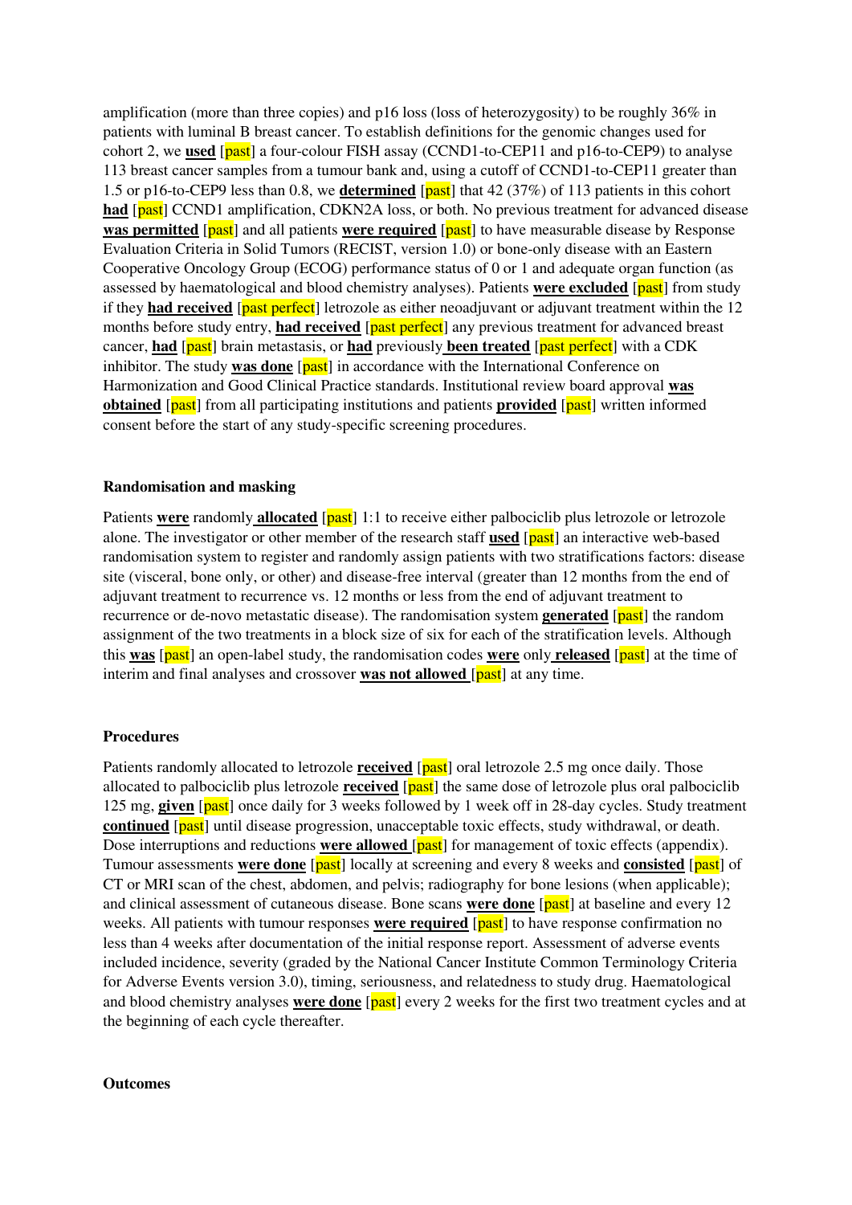amplification (more than three copies) and p16 loss (loss of heterozygosity) to be roughly 36% in patients with luminal B breast cancer. To establish definitions for the genomic changes used for cohort 2, we **used** [past] a four-colour FISH assay (CCND1-to-CEP11 and p16-to-CEP9) to analyse 113 breast cancer samples from a tumour bank and, using a cutoff of CCND1-to-CEP11 greater than 1.5 or p16-to-CEP9 less than 0.8, we **determined** [past] that 42 (37%) of 113 patients in this cohort **had** [past] CCND1 amplification, CDKN2A loss, or both. No previous treatment for advanced disease **was permitted** [past] and all patients **were required** [past] to have measurable disease by Response Evaluation Criteria in Solid Tumors (RECIST, version 1.0) or bone-only disease with an Eastern Cooperative Oncology Group (ECOG) performance status of 0 or 1 and adequate organ function (as assessed by haematological and blood chemistry analyses). Patients **were excluded** [past] from study if they **had received** [past perfect] letrozole as either neoadjuvant or adjuvant treatment within the 12 months before study entry, **had received** [past perfect] any previous treatment for advanced breast cancer, **had** [past] brain metastasis, or **had** previously **been treated** [past perfect] with a CDK inhibitor. The study **was done** [past] in accordance with the International Conference on Harmonization and Good Clinical Practice standards. Institutional review board approval **was obtained** [past] from all participating institutions and patients **provided** [past] written informed consent before the start of any study-specific screening procedures.

**Randomisation and masking**

Patients **were** randomly **allocated** [past] 1:1 to receive either palbociclib plus letrozole or letrozole alone. The investigator or other member of the research staff **used** [past] an interactive web-based randomisation system to register and randomly assign patients with two stratifications factors: disease site (visceral, bone only, or other) and disease-free interval (greater than 12 months from the end of adjuvant treatment to recurrence vs. 12 months or less from the end of adjuvant treatment to recurrence or de-novo metastatic disease). The randomisation system **generated** [past] the random assignment of the two treatments in a block size of six for each of the stratification levels. Although this **was** [past] an open-label study, the randomisation codes **were** only **released** [past] at the time of interim and final analyses and crossover **was not allowed** [past] at any time.

**Procedures**

Patients randomly allocated to letrozole **received** [past] oral letrozole 2.5 mg once daily. Those allocated to palbociclib plus letrozole **received** [past] the same dose of letrozole plus oral palbociclib 125 mg, **given** [past] once daily for 3 weeks followed by 1 week off in 28-day cycles. Study treatment **continued** [past] until disease progression, unacceptable toxic effects, study withdrawal, or death. Dose interruptions and reductions **were allowed** [past] for management of toxic effects (appendix). Tumour assessments **were done** [past] locally at screening and every 8 weeks and **consisted** [past] of CT or MRI scan of the chest, abdomen, and pelvis; radiography for bone lesions (when applicable); and clinical assessment of cutaneous disease. Bone scans **were done** [past] at baseline and every 12 weeks. All patients with tumour responses **were required** [past] to have response confirmation no less than 4 weeks after documentation of the initial response report. Assessment of adverse events included incidence, severity (graded by the National Cancer Institute Common Terminology Criteria for Adverse Events version 3.0), timing, seriousness, and relatedness to study drug. Haematological and blood chemistry analyses **were done** [past] every 2 weeks for the first two treatment cycles and at the beginning of each cycle thereafter.

**Outcomes**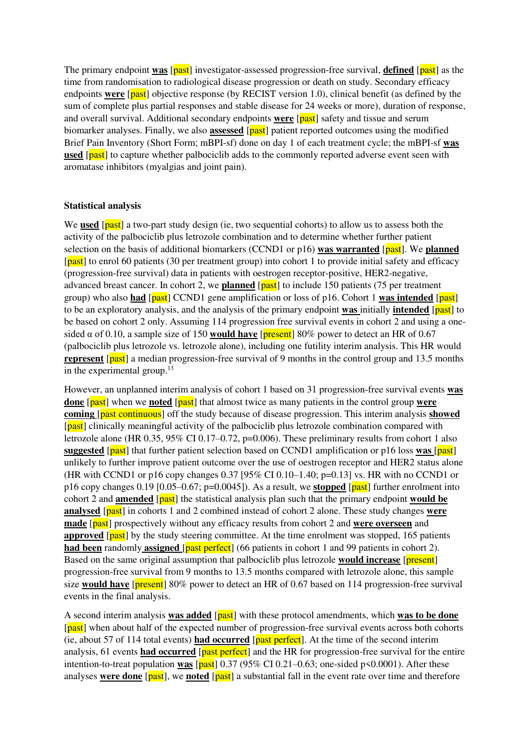The primary endpoint **was** [past] investigator-assessed progression-free survival, **defined** [past] as the time from randomisation to radiological disease progression or death on study. Secondary efficacy endpoints **were** [past] objective response (by RECIST version 1.0), clinical benefit (as defined by the sum of complete plus partial responses and stable disease for 24 weeks or more), duration of response, and overall survival. Additional secondary endpoints **were** [past] safety and tissue and serum biomarker analyses. Finally, we also **assessed** [past] patient reported outcomes using the modified Brief Pain Inventory (Short Form; mBPI-sf) done on day 1 of each treatment cycle; the mBPI-sf **was used** [past] to capture whether palbociclib adds to the commonly reported adverse event seen with aromatase inhibitors (myalgias and joint pain).

### Statistical analysis

We **used** [past] a two-part study design (ie, two sequential cohorts) to allow us to assess both the activity of the palbociclib plus letrozole combination and to determine whether further patient selection on the basis of additional biomarkers (CCND1 or p16) **was warranted** [past]. We **planned** [past] to enrol 60 patients (30 per treatment group) into cohort 1 to provide initial safety and efficacy (progression-free survival) data in patients with oestrogen receptor-positive, HER2-negative, advanced breast cancer. In cohort 2, we **planned** [past] to include 150 patients (75 per treatment group) who also **had** [past] CCND1 gene amplification or loss of p16. Cohort 1 **was intended** [past] to be an exploratory analysis, and the analysis of the primary endpoint **was** initially **intended** [past] to be based on cohort 2 only. Assuming 114 progression free survival events in cohort 2 and using a one-sided $\alpha$ of 0.10, a sample size of 150 **would have** [present] 80% power to detect an HR of 0.67 (palbociclib plus letrozole vs. letrozole alone), including one futility interim analysis. This HR would **represent** [past] a median progression-free survival of 9 months in the control group and 13.5 months in the experimental group.[13]

However, an unplanned interim analysis of cohort 1 based on 31 progression-free survival events **was done** [past] when we **noted** [past] that almost twice as many patients in the control group **were coming** [past continuous] off the study because of disease progression. This interim analysis **showed** [past] clinically meaningful activity of the palbociclib plus letrozole combination compared with letrozole alone (HR 0.35, 95% CI 0.17–0.72, p=0.006). These preliminary results from cohort 1 also **suggested** [past] that further patient selection based on CCND1 amplification or p16 loss **was** [past] unlikely to further improve patient outcome over the use of oestrogen receptor and HER2 status alone (HR with CCND1 or p16 copy changes 0.37 [95% CI 0.10–1.40; p=0.13] vs. HR with no CCND1 or p16 copy changes 0.19 [0.05–0.67; p=0.0045]). As a result, we **stopped** [past] further enrolment into cohort 2 and **amended** [past] the statistical analysis plan such that the primary endpoint **would be analysed** [past] in cohorts 1 and 2 combined instead of cohort 2 alone. These study changes **were made** [past] prospectively without any efficacy results from cohort 2 and **were overseen** and **approved** [past] by the study steering committee. At the time enrolment was stopped, 165 patients **had been** randomly **assigned** [past perfect] (66 patients in cohort 1 and 99 patients in cohort 2). Based on the same original assumption that palbociclib plus letrozole **would increase** [present] progression-free survival from 9 months to 13.5 months compared with letrozole alone, this sample size **would have** [present] 80% power to detect an HR of 0.67 based on 114 progression-free survival events in the final analysis.

A second interim analysis **was added** [past] with these protocol amendments, which **was to be done** [past] when about half of the expected number of progression-free survival events across both cohorts (ie, about 57 of 114 total events) **had occurred** [past perfect]. At the time of the second interim analysis, 61 events **had occurred** [past perfect] and the HR for progression-free survival for the entire intention-to-treat population **was** [past] 0.37 (95% CI 0.21–0.63; one-sided p<0.0001). After these analyses **were done** [past], we **noted** [past] a substantial fall in the event rate over time and therefore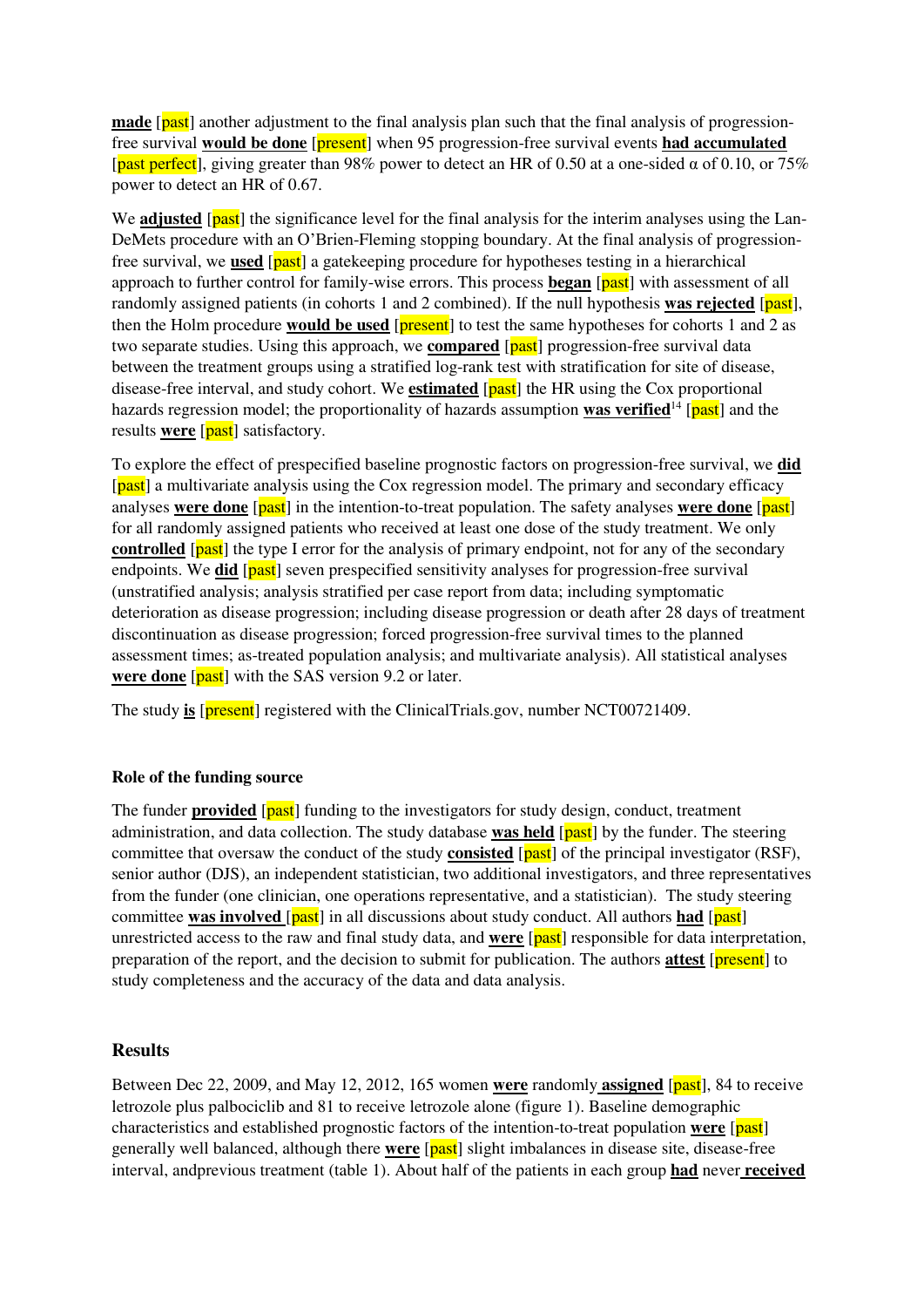**made** [past] another adjustment to the final analysis plan such that the final analysis of progression-free survival **would be done** [present] when 95 progression-free survival events **had accumulated** [past perfect], giving greater than 98% power to detect an HR of 0.50 at a one-sided α of 0.10, or 75% power to detect an HR of 0.67.

We **adjusted** [past] the significance level for the final analysis for the interim analyses using the Lan-DeMets procedure with an O'Brien-Fleming stopping boundary. At the final analysis of progression-free survival, we **used** [past] a gatekeeping procedure for hypotheses testing in a hierarchical approach to further control for family-wise errors. This process **began** [past] with assessment of all randomly assigned patients (in cohorts 1 and 2 combined). If the null hypothesis **was rejected** [past], then the Holm procedure **would be used** [present] to test the same hypotheses for cohorts 1 and 2 as two separate studies. Using this approach, we **compared** [past] progression-free survival data between the treatment groups using a stratified log-rank test with stratification for site of disease, disease-free interval, and study cohort. We **estimated** [past] the HR using the Cox proportional hazards regression model; the proportionality of hazards assumption **was verified**[14] [past] and the results **were** [past] satisfactory.

To explore the effect of prespecified baseline prognostic factors on progression-free survival, we **did** [past] a multivariate analysis using the Cox regression model. The primary and secondary efficacy analyses **were done** [past] in the intention-to-treat population. The safety analyses **were done** [past] for all randomly assigned patients who received at least one dose of the study treatment. We only **controlled** [past] the type I error for the analysis of primary endpoint, not for any of the secondary endpoints. We **did** [past] seven prespecified sensitivity analyses for progression-free survival (unstratified analysis; analysis stratified per case report from data; including symptomatic deterioration as disease progression; including disease progression or death after 28 days of treatment discontinuation as disease progression; forced progression-free survival times to the planned assessment times; as-treated population analysis; and multivariate analysis). All statistical analyses **were done** [past] with the SAS version 9.2 or later.

The study **is** [present] registered with the ClinicalTrials.gov, number NCT00721409.

### Role of the funding source

The funder **provided** [past] funding to the investigators for study design, conduct, treatment administration, and data collection. The study database **was held** [past] by the funder. The steering committee that oversaw the conduct of the study **consisted** [past] of the principal investigator (RSF), senior author (DJS), an independent statistician, two additional investigators, and three representatives from the funder (one clinician, one operations representative, and a statistician). The study steering committee **was involved** [past] in all discussions about study conduct. All authors **had** [past] unrestricted access to the raw and final study data, and **were** [past] responsible for data interpretation, preparation of the report, and the decision to submit for publication. The authors **attest** [present] to study completeness and the accuracy of the data and data analysis.

## Results

Between Dec 22, 2009, and May 12, 2012, 165 women **were** randomly **assigned** [past], 84 to receive letrozole plus palbociclib and 81 to receive letrozole alone (figure 1). Baseline demographic characteristics and established prognostic factors of the intention-to-treat population **were** [past] generally well balanced, although there **were** [past] slight imbalances in disease site, disease-free interval, andprevious treatment (table 1). About half of the patients in each group **had** never **received**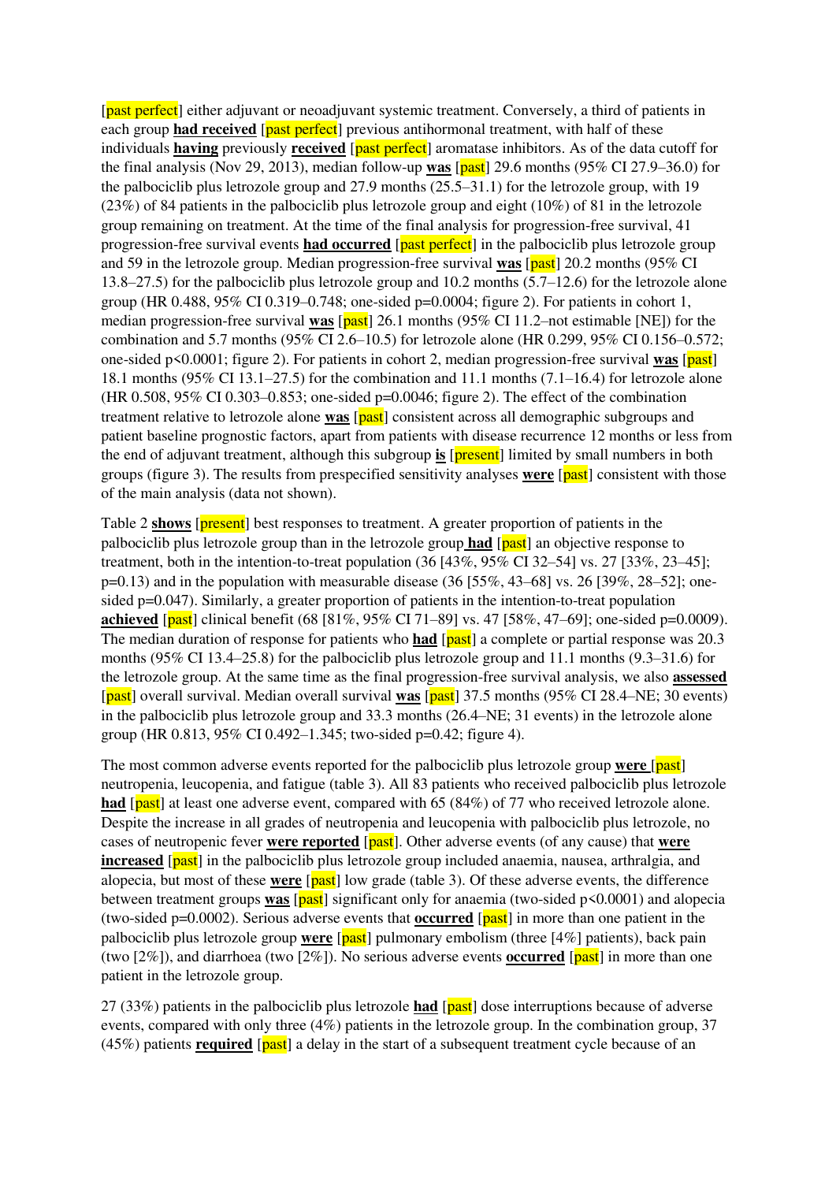[past perfect] either adjuvant or neoadjuvant systemic treatment. Conversely, a third of patients in each group **had received** [past perfect] previous antihormonal treatment, with half of these individuals **having** previously **received** [past perfect] aromatase inhibitors. As of the data cutoff for the final analysis (Nov 29, 2013), median follow-up **was** [past] 29.6 months (95% CI 27.9–36.0) for the palbociclib plus letrozole group and 27.9 months (25.5–31.1) for the letrozole group, with 19 (23%) of 84 patients in the palbociclib plus letrozole group and eight (10%) of 81 in the letrozole group remaining on treatment. At the time of the final analysis for progression-free survival, 41 progression-free survival events **had occurred** [past perfect] in the palbociclib plus letrozole group and 59 in the letrozole group. Median progression-free survival **was** [past] 20.2 months (95% CI 13.8–27.5) for the palbociclib plus letrozole group and 10.2 months (5.7–12.6) for the letrozole alone group (HR 0.488, 95% CI 0.319–0.748; one-sided p=0.0004; figure 2). For patients in cohort 1, median progression-free survival **was** [past] 26.1 months (95% CI 11.2–not estimable [NE]) for the combination and 5.7 months (95% CI 2.6–10.5) for letrozole alone (HR 0.299, 95% CI 0.156–0.572; one-sided p<0.0001; figure 2). For patients in cohort 2, median progression-free survival **was** [past] 18.1 months (95% CI 13.1–27.5) for the combination and 11.1 months (7.1–16.4) for letrozole alone (HR 0.508, 95% CI 0.303–0.853; one-sided p=0.0046; figure 2). The effect of the combination treatment relative to letrozole alone **was** [past] consistent across all demographic subgroups and patient baseline prognostic factors, apart from patients with disease recurrence 12 months or less from the end of adjuvant treatment, although this subgroup **is** [present] limited by small numbers in both groups (figure 3). The results from prespecified sensitivity analyses **were** [past] consistent with those of the main analysis (data not shown).

Table 2 **shows** [present] best responses to treatment. A greater proportion of patients in the palbociclib plus letrozole group than in the letrozole group **had** [past] an objective response to treatment, both in the intention-to-treat population (36 [43%, 95% CI 32–54] vs. 27 [33%, 23–45]; p=0.13) and in the population with measurable disease (36 [55%, 43–68] vs. 26 [39%, 28–52]; one-sided p=0.047). Similarly, a greater proportion of patients in the intention-to-treat population **achieved** [past] clinical benefit (68 [81%, 95% CI 71–89] vs. 47 [58%, 47–69]; one-sided p=0.0009). The median duration of response for patients who **had** [past] a complete or partial response was 20.3 months (95% CI 13.4–25.8) for the palbociclib plus letrozole group and 11.1 months (9.3–31.6) for the letrozole group. At the same time as the final progression-free survival analysis, we also **assessed** [past] overall survival. Median overall survival **was** [past] 37.5 months (95% CI 28.4–NE; 30 events) in the palbociclib plus letrozole group and 33.3 months (26.4–NE; 31 events) in the letrozole alone group (HR 0.813, 95% CI 0.492–1.345; two-sided p=0.42; figure 4).

The most common adverse events reported for the palbociclib plus letrozole group **were** [past] neutropenia, leucopenia, and fatigue (table 3). All 83 patients who received palbociclib plus letrozole **had** [past] at least one adverse event, compared with 65 (84%) of 77 who received letrozole alone. Despite the increase in all grades of neutropenia and leucopenia with palbociclib plus letrozole, no cases of neutropenic fever **were reported** [past]. Other adverse events (of any cause) that **were increased** [past] in the palbociclib plus letrozole group included anaemia, nausea, arthralgia, and alopecia, but most of these **were** [past] low grade (table 3). Of these adverse events, the difference between treatment groups **was** [past] significant only for anaemia (two-sided p<0.0001) and alopecia (two-sided p=0.0002). Serious adverse events that **occurred** [past] in more than one patient in the palbociclib plus letrozole group **were** [past] pulmonary embolism (three [4%] patients), back pain (two [2%]), and diarrhoea (two [2%]). No serious adverse events **occurred** [past] in more than one patient in the letrozole group.

27 (33%) patients in the palbociclib plus letrozole **had** [past] dose interruptions because of adverse events, compared with only three (4%) patients in the letrozole group. In the combination group, 37 (45%) patients **required** [past] a delay in the start of a subsequent treatment cycle because of an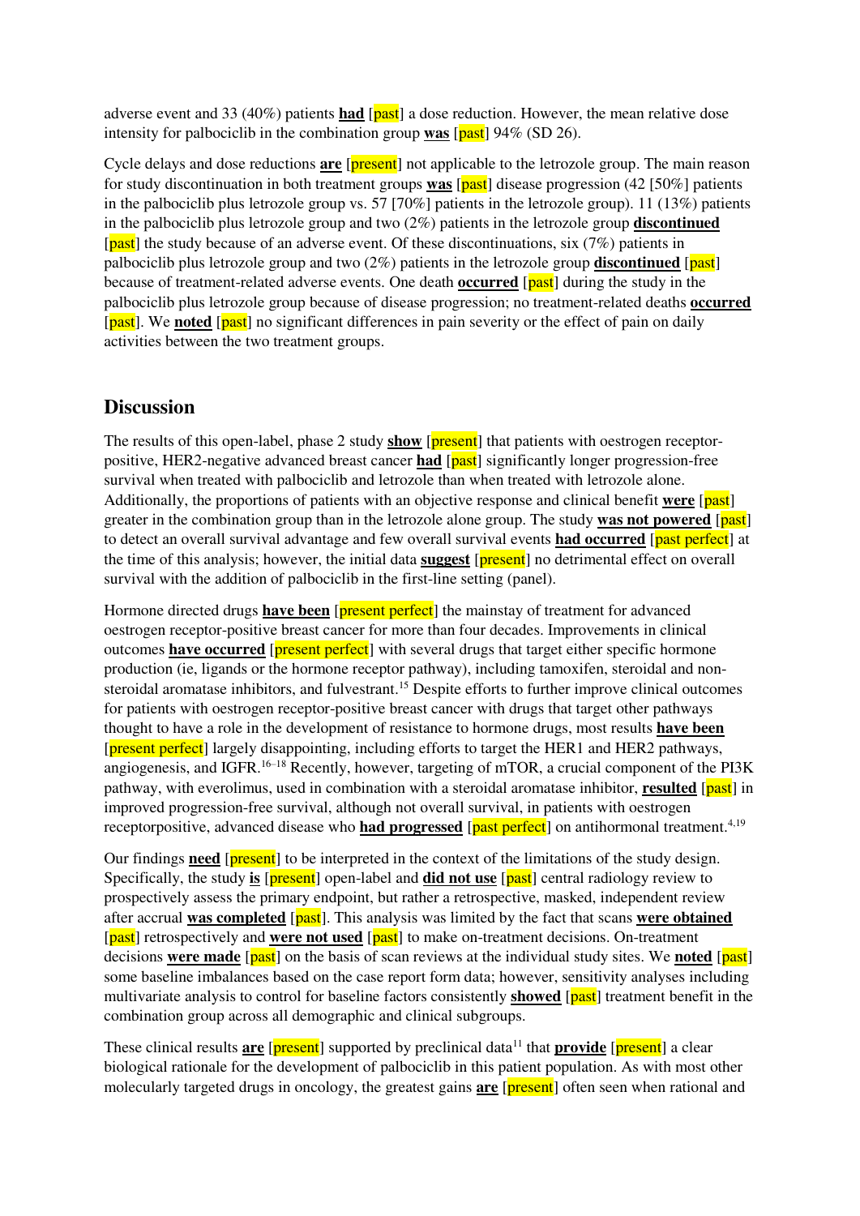adverse event and 33 (40%) patients **had** [past] a dose reduction. However, the mean relative dose intensity for palbociclib in the combination group **was** [past] 94% (SD 26).

Cycle delays and dose reductions **are** [present] not applicable to the letrozole group. The main reason for study discontinuation in both treatment groups **was** [past] disease progression (42 [50%] patients in the palbociclib plus letrozole group vs. 57 [70%] patients in the letrozole group). 11 (13%) patients in the palbociclib plus letrozole group and two (2%) patients in the letrozole group **discontinued** [past] the study because of an adverse event. Of these discontinuations, six (7%) patients in palbociclib plus letrozole group and two (2%) patients in the letrozole group **discontinued** [past] because of treatment-related adverse events. One death **occurred** [past] during the study in the palbociclib plus letrozole group because of disease progression; no treatment-related deaths **occurred** [past]. We **noted** [past] no significant differences in pain severity or the effect of pain on daily activities between the two treatment groups.

## Discussion

The results of this open-label, phase 2 study **show** [present] that patients with oestrogen receptor-positive, HER2-negative advanced breast cancer **had** [past] significantly longer progression-free survival when treated with palbociclib and letrozole than when treated with letrozole alone. Additionally, the proportions of patients with an objective response and clinical benefit **were** [past] greater in the combination group than in the letrozole alone group. The study **was not powered** [past] to detect an overall survival advantage and few overall survival events **had occurred** [past perfect] at the time of this analysis; however, the initial data **suggest** [present] no detrimental effect on overall survival with the addition of palbociclib in the first-line setting (panel).

Hormone directed drugs **have been** [present perfect] the mainstay of treatment for advanced oestrogen receptor-positive breast cancer for more than four decades. Improvements in clinical outcomes **have occurred** [present perfect] with several drugs that target either specific hormone production (ie, ligands or the hormone receptor pathway), including tamoxifen, steroidal and non-steroidal aromatase inhibitors, and fulvestrant.[15] Despite efforts to further improve clinical outcomes for patients with oestrogen receptor-positive breast cancer with drugs that target other pathways thought to have a role in the development of resistance to hormone drugs, most results **have been** [present perfect] largely disappointing, including efforts to target the HER1 and HER2 pathways, angiogenesis, and IGFR.[16–18] Recently, however, targeting of mTOR, a crucial component of the PI3K pathway, with everolimus, used in combination with a steroidal aromatase inhibitor, **resulted** [past] in improved progression-free survival, although not overall survival, in patients with oestrogen receptorpositive, advanced disease who **had progressed** [past perfect] on antihormonal treatment.[4,19]

Our findings **need** [present] to be interpreted in the context of the limitations of the study design. Specifically, the study **is** [present] open-label and **did not use** [past] central radiology review to prospectively assess the primary endpoint, but rather a retrospective, masked, independent review after accrual **was completed** [past]. This analysis was limited by the fact that scans **were obtained** [past] retrospectively and **were not used** [past] to make on-treatment decisions. On-treatment decisions **were made** [past] on the basis of scan reviews at the individual study sites. We **noted** [past] some baseline imbalances based on the case report form data; however, sensitivity analyses including multivariate analysis to control for baseline factors consistently **showed** [past] treatment benefit in the combination group across all demographic and clinical subgroups.

These clinical results **are** [present] supported by preclinical data[11] that **provide** [present] a clear biological rationale for the development of palbociclib in this patient population. As with most other molecularly targeted drugs in oncology, the greatest gains **are** [present] often seen when rational and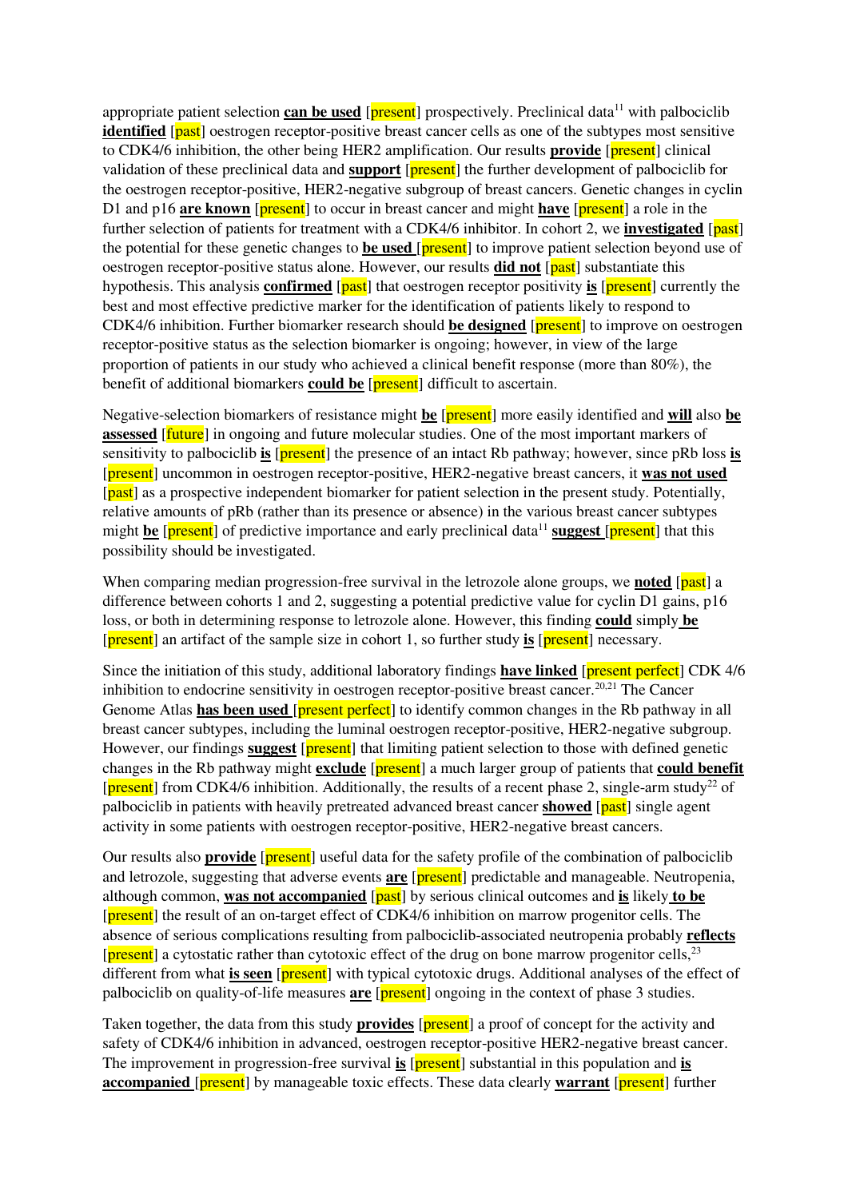appropriate patient selection **can be used** [present] prospectively. Preclinical data[11] with palbociclib **identified** [past] oestrogen receptor-positive breast cancer cells as one of the subtypes most sensitive to CDK4/6 inhibition, the other being HER2 amplification. Our results **provide** [present] clinical validation of these preclinical data and **support** [present] the further development of palbociclib for the oestrogen receptor-positive, HER2-negative subgroup of breast cancers. Genetic changes in cyclin D1 and p16 **are known** [present] to occur in breast cancer and might **have** [present] a role in the further selection of patients for treatment with a CDK4/6 inhibitor. In cohort 2, we **investigated** [past] the potential for these genetic changes to **be used** [present] to improve patient selection beyond use of oestrogen receptor-positive status alone. However, our results **did not** [past] substantiate this hypothesis. This analysis **confirmed** [past] that oestrogen receptor positivity **is** [present] currently the best and most effective predictive marker for the identification of patients likely to respond to CDK4/6 inhibition. Further biomarker research should **be designed** [present] to improve on oestrogen receptor-positive status as the selection biomarker is ongoing; however, in view of the large proportion of patients in our study who achieved a clinical benefit response (more than 80%), the benefit of additional biomarkers **could be** [present] difficult to ascertain.

Negative-selection biomarkers of resistance might **be** [present] more easily identified and **will** also **be assessed** [future] in ongoing and future molecular studies. One of the most important markers of sensitivity to palbociclib **is** [present] the presence of an intact Rb pathway; however, since pRb loss **is** [present] uncommon in oestrogen receptor-positive, HER2-negative breast cancers, it **was not used** [past] as a prospective independent biomarker for patient selection in the present study. Potentially, relative amounts of pRb (rather than its presence or absence) in the various breast cancer subtypes might **be** [present] of predictive importance and early preclinical data[11] **suggest** [present] that this possibility should be investigated.

When comparing median progression-free survival in the letrozole alone groups, we **noted** [past] a difference between cohorts 1 and 2, suggesting a potential predictive value for cyclin D1 gains, p16 loss, or both in determining response to letrozole alone. However, this finding **could** simply **be** [present] an artifact of the sample size in cohort 1, so further study **is** [present] necessary.

Since the initiation of this study, additional laboratory findings **have linked** [present perfect] CDK 4/6 inhibition to endocrine sensitivity in oestrogen receptor-positive breast cancer.[20,21] The Cancer Genome Atlas **has been used** [present perfect] to identify common changes in the Rb pathway in all breast cancer subtypes, including the luminal oestrogen receptor-positive, HER2-negative subgroup. However, our findings **suggest** [present] that limiting patient selection to those with defined genetic changes in the Rb pathway might **exclude** [present] a much larger group of patients that **could benefit** [present] from CDK4/6 inhibition. Additionally, the results of a recent phase 2, single-arm study[22] of palbociclib in patients with heavily pretreated advanced breast cancer **showed** [past] single agent activity in some patients with oestrogen receptor-positive, HER2-negative breast cancers.

Our results also **provide** [present] useful data for the safety profile of the combination of palbociclib and letrozole, suggesting that adverse events **are** [present] predictable and manageable. Neutropenia, although common, **was not accompanied** [past] by serious clinical outcomes and **is** likely **to be** [present] the result of an on-target effect of CDK4/6 inhibition on marrow progenitor cells. The absence of serious complications resulting from palbociclib-associated neutropenia probably **reflects** [present] a cytostatic rather than cytotoxic effect of the drug on bone marrow progenitor cells,[23] different from what **is seen** [present] with typical cytotoxic drugs. Additional analyses of the effect of palbociclib on quality-of-life measures **are** [present] ongoing in the context of phase 3 studies.

Taken together, the data from this study **provides** [present] a proof of concept for the activity and safety of CDK4/6 inhibition in advanced, oestrogen receptor-positive HER2-negative breast cancer. The improvement in progression-free survival **is** [present] substantial in this population and **is accompanied** [present] by manageable toxic effects. These data clearly **warrant** [present] further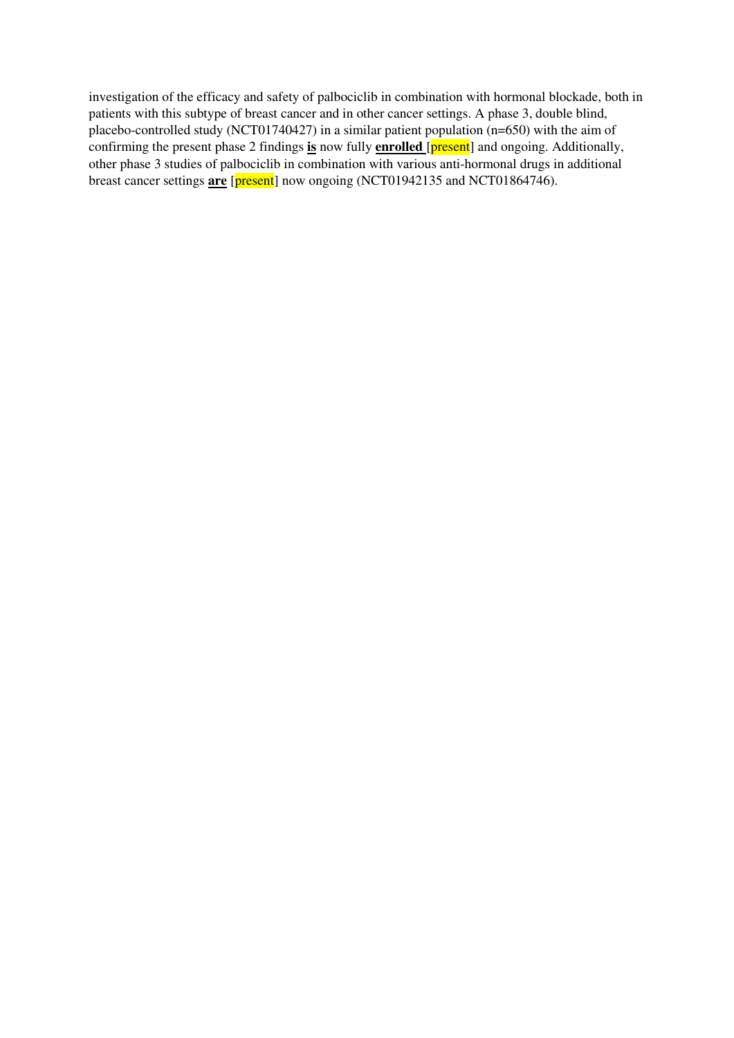investigation of the efficacy and safety of palbociclib in combination with hormonal blockade, both in patients with this subtype of breast cancer and in other cancer settings. A phase 3, double blind, placebo-controlled study (NCT01740427) in a similar patient population (n=650) with the aim of confirming the present phase 2 findings **is** now fully **enrolled** [present] and ongoing. Additionally, other phase 3 studies of palbociclib in combination with various anti-hormonal drugs in additional breast cancer settings **are** [present] now ongoing (NCT01942135 and NCT01864746).